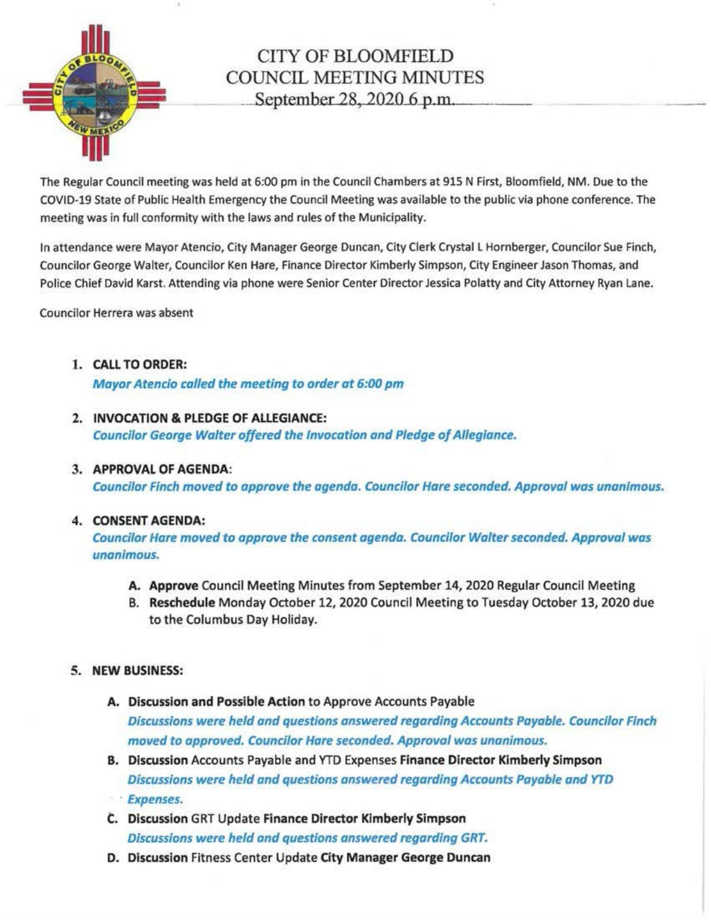# CITY OF BLOOMFIELD
# COUNCIL MEETING MINUTES
## September 28, 2020 6 p.m.

The Regular Council meeting was held at 6:00 pm in the Council Chambers at 915 N First, Bloomfield, NM. Due to the COVID-19 State of Public Health Emergency the Council Meeting was available to the public via phone conference. The meeting was in full conformity with the laws and rules of the Municipality.

In attendance were Mayor Atencio, City Manager George Duncan, City Clerk Crystal L Hornberger, Councilor Sue Finch, Councilor George Walter, Councilor Ken Hare, Finance Director Kimberly Simpson, City Engineer Jason Thomas, and Police Chief David Karst. Attending via phone were Senior Center Director Jessica Polatty and City Attorney Ryan Lane.

Councilor Herrera was absent

1. **CALL TO ORDER:**
   ***Mayor Atencio called the meeting to order at 6:00 pm***

2. **INVOCATION & PLEDGE OF ALLEGIANCE:**
   ***Councilor George Walter offered the Invocation and Pledge of Allegiance.***

3. **APPROVAL OF AGENDA:**
   ***Councilor Finch moved to approve the agenda. Councilor Hare seconded. Approval was unanimous.***

4. **CONSENT AGENDA:**
   ***Councilor Hare moved to approve the consent agenda. Councilor Walter seconded. Approval was unanimous.***

   A. **Approve** Council Meeting Minutes from September 14, 2020 Regular Council Meeting
   B. **Reschedule** Monday October 12, 2020 Council Meeting to Tuesday October 13, 2020 due to the Columbus Day Holiday.

5. **NEW BUSINESS:**

   A. **Discussion and Possible Action** to Approve Accounts Payable
   ***Discussions were held and questions answered regarding Accounts Payable. Councilor Finch moved to approved. Councilor Hare seconded. Approval was unanimous.***

   B. **Discussion** Accounts Payable and YTD Expenses **Finance Director Kimberly Simpson**
   ***Discussions were held and questions answered regarding Accounts Payable and YTD Expenses.***

   C. **Discussion** GRT Update **Finance Director Kimberly Simpson**
   ***Discussions were held and questions answered regarding GRT.***

   D. **Discussion** Fitness Center Update **City Manager George Duncan**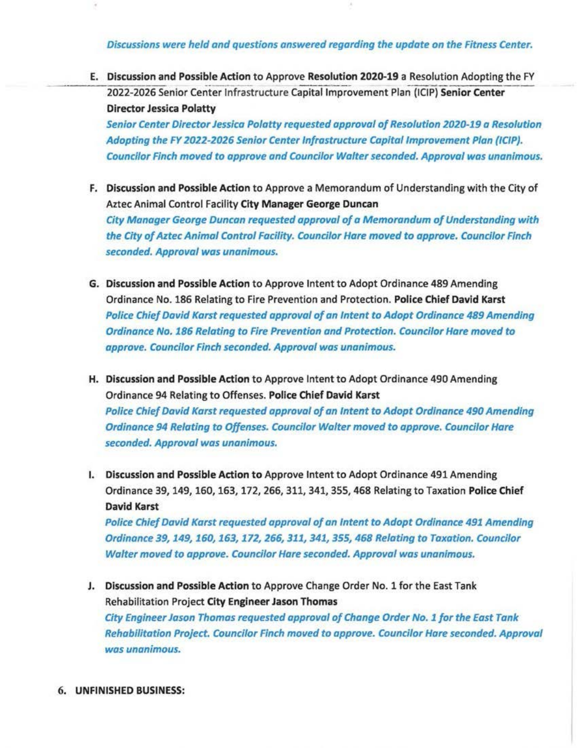*Discussions were held and questions answered regarding the update on the Fitness Center.*

E. **Discussion and Possible Action** to Approve **Resolution 2020-19** a Resolution Adopting the FY 2022-2026 Senior Center Infrastructure Capital Improvement Plan (ICIP) **Senior Center Director Jessica Polatty**
   *Senior Center Director Jessica Polatty requested approval of Resolution 2020-19 a Resolution Adopting the FY 2022-2026 Senior Center Infrastructure Capital Improvement Plan (ICIP). Councilor Finch moved to approve and Councilor Walter seconded. Approval was unanimous.*

F. **Discussion and Possible Action** to Approve a Memorandum of Understanding with the City of Aztec Animal Control Facility **City Manager George Duncan**
   *City Manager George Duncan requested approval of a Memorandum of Understanding with the City of Aztec Animal Control Facility. Councilor Hare moved to approve. Councilor Finch seconded. Approval was unanimous.*

G. **Discussion and Possible Action** to Approve Intent to Adopt Ordinance 489 Amending Ordinance No. 186 Relating to Fire Prevention and Protection. **Police Chief David Karst**
   *Police Chief David Karst requested approval of an Intent to Adopt Ordinance 489 Amending Ordinance No. 186 Relating to Fire Prevention and Protection. Councilor Hare moved to approve. Councilor Finch seconded. Approval was unanimous.*

H. **Discussion and Possible Action** to Approve Intent to Adopt Ordinance 490 Amending Ordinance 94 Relating to Offenses. **Police Chief David Karst**
   *Police Chief David Karst requested approval of an Intent to Adopt Ordinance 490 Amending Ordinance 94 Relating to Offenses. Councilor Walter moved to approve. Councilor Hare seconded. Approval was unanimous.*

I. **Discussion and Possible Action to** Approve Intent to Adopt Ordinance 491 Amending Ordinance 39, 149, 160, 163, 172, 266, 311, 341, 355, 468 Relating to Taxation **Police Chief David Karst**
   *Police Chief David Karst requested approval of an Intent to Adopt Ordinance 491 Amending Ordinance 39, 149, 160, 163, 172, 266, 311, 341, 355, 468 Relating to Taxation. Councilor Walter moved to approve. Councilor Hare seconded. Approval was unanimous.*

J. **Discussion and Possible Action** to Approve Change Order No. 1 for the East Tank Rehabilitation Project **City Engineer Jason Thomas**
   *City Engineer Jason Thomas requested approval of Change Order No. 1 for the East Tank Rehabilitation Project. Councilor Finch moved to approve. Councilor Hare seconded. Approval was unanimous.*

**6. UNFINISHED BUSINESS:**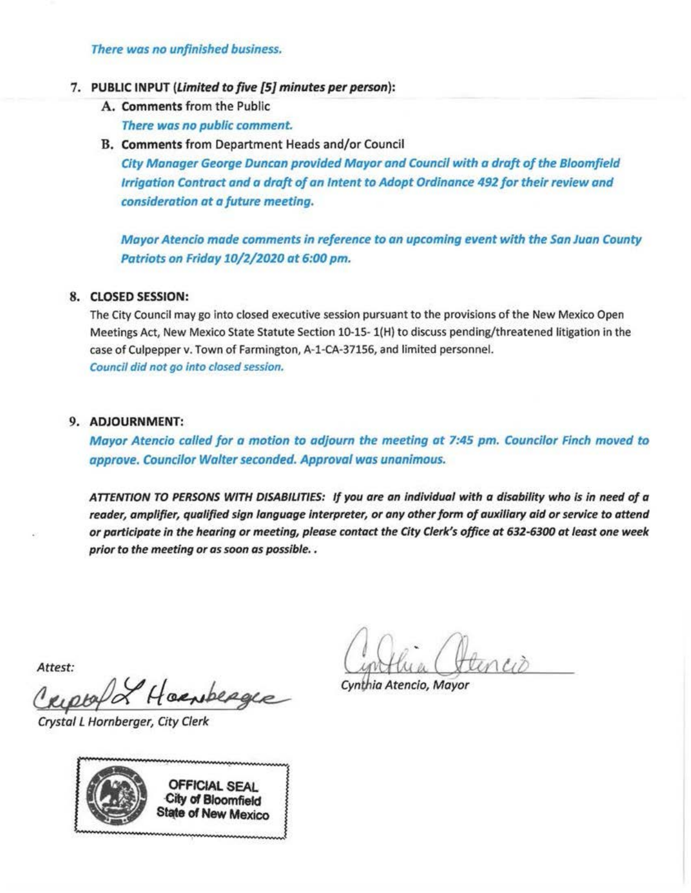*There was no unfinished business.*

7. **PUBLIC INPUT** (***Limited to five [5] minutes per person***):
   - **A. Comments** from the Public
     
     ***There was no public comment.***
   - **B. Comments** from Department Heads and/or Council
     
     ***City Manager George Duncan provided Mayor and Council with a draft of the Bloomfield Irrigation Contract and a draft of an Intent to Adopt Ordinance 492 for their review and consideration at a future meeting.***
     
     ***Mayor Atencio made comments in reference to an upcoming event with the San Juan County Patriots on Friday 10/2/2020 at 6:00 pm.***

8. **CLOSED SESSION:**

   The City Council may go into closed executive session pursuant to the provisions of the New Mexico Open Meetings Act, New Mexico State Statute Section 10-15- 1(H) to discuss pending/threatened litigation in the case of Culpepper v. Town of Farmington, A-1-CA-37156, and limited personnel.
   
   *Council did not go into closed session.*

9. **ADJOURNMENT:**

   ***Mayor Atencio called for a motion to adjourn the meeting at 7:45 pm. Councilor Finch moved to approve. Councilor Walter seconded. Approval was unanimous.***

   ***ATTENTION TO PERSONS WITH DISABILITIES: If you are an individual with a disability who is in need of a reader, amplifier, qualified sign language interpreter, or any other form of auxiliary aid or service to attend or participate in the hearing or meeting, please contact the City Clerk's office at 632-6300 at least one week prior to the meeting or as soon as possible. .***

*Attest:*

Crystal L Hornberger

*Crystal L Hornberger, City Clerk*

Cynthia Atencio

*Cynthia Atencio, Mayor*

OFFICIAL SEAL
City of Bloomfield
State of New Mexico